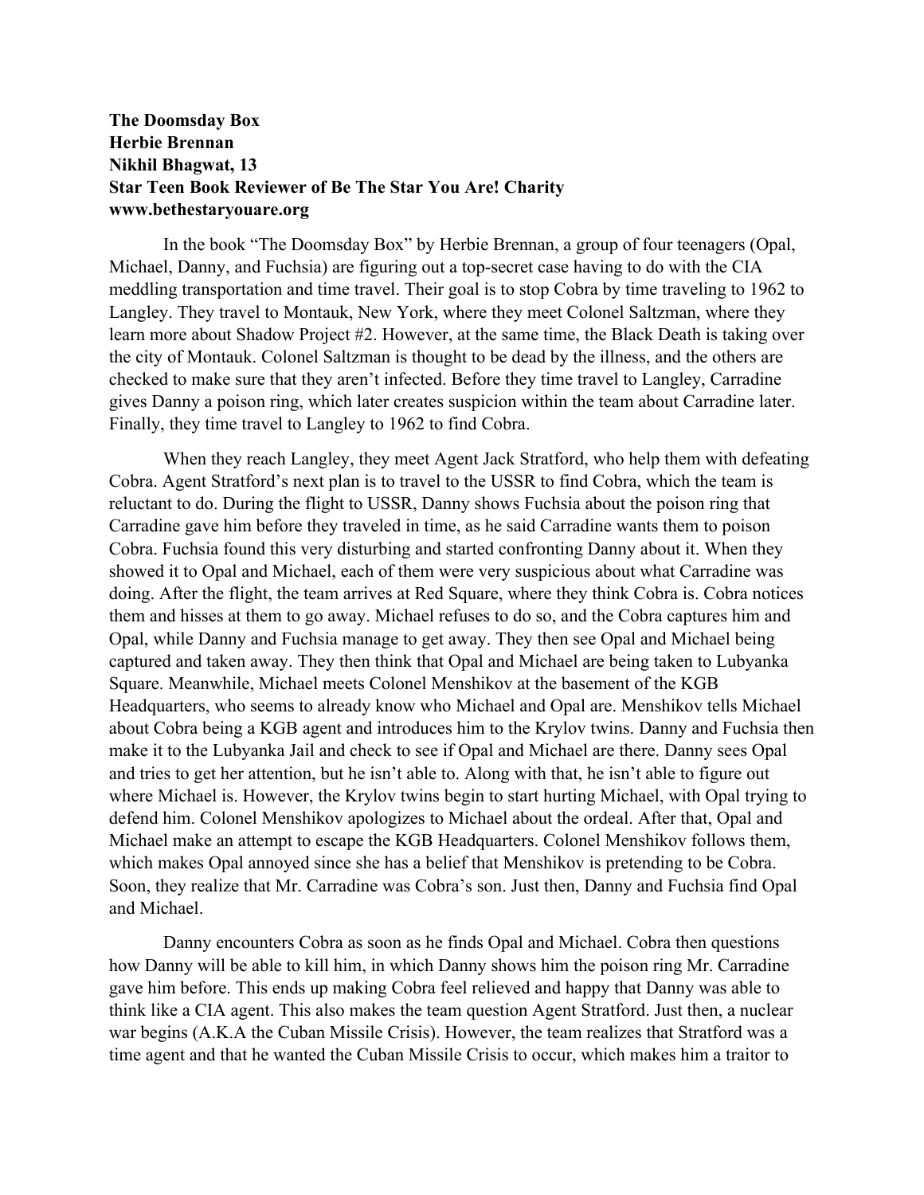**The Doomsday Box**
**Herbie Brennan**
**Nikhil Bhagwat, 13**
**Star Teen Book Reviewer of Be The Star You Are! Charity**
**www.bethestaryouare.org**

In the book "The Doomsday Box" by Herbie Brennan, a group of four teenagers (Opal, Michael, Danny, and Fuchsia) are figuring out a top-secret case having to do with the CIA meddling transportation and time travel. Their goal is to stop Cobra by time traveling to 1962 to Langley. They travel to Montauk, New York, where they meet Colonel Saltzman, where they learn more about Shadow Project #2. However, at the same time, the Black Death is taking over the city of Montauk. Colonel Saltzman is thought to be dead by the illness, and the others are checked to make sure that they aren't infected. Before they time travel to Langley, Carradine gives Danny a poison ring, which later creates suspicion within the team about Carradine later. Finally, they time travel to Langley to 1962 to find Cobra.

When they reach Langley, they meet Agent Jack Stratford, who help them with defeating Cobra. Agent Stratford's next plan is to travel to the USSR to find Cobra, which the team is reluctant to do. During the flight to USSR, Danny shows Fuchsia about the poison ring that Carradine gave him before they traveled in time, as he said Carradine wants them to poison Cobra. Fuchsia found this very disturbing and started confronting Danny about it. When they showed it to Opal and Michael, each of them were very suspicious about what Carradine was doing. After the flight, the team arrives at Red Square, where they think Cobra is. Cobra notices them and hisses at them to go away. Michael refuses to do so, and the Cobra captures him and Opal, while Danny and Fuchsia manage to get away. They then see Opal and Michael being captured and taken away. They then think that Opal and Michael are being taken to Lubyanka Square. Meanwhile, Michael meets Colonel Menshikov at the basement of the KGB Headquarters, who seems to already know who Michael and Opal are. Menshikov tells Michael about Cobra being a KGB agent and introduces him to the Krylov twins. Danny and Fuchsia then make it to the Lubyanka Jail and check to see if Opal and Michael are there. Danny sees Opal and tries to get her attention, but he isn't able to. Along with that, he isn't able to figure out where Michael is. However, the Krylov twins begin to start hurting Michael, with Opal trying to defend him. Colonel Menshikov apologizes to Michael about the ordeal. After that, Opal and Michael make an attempt to escape the KGB Headquarters. Colonel Menshikov follows them, which makes Opal annoyed since she has a belief that Menshikov is pretending to be Cobra. Soon, they realize that Mr. Carradine was Cobra's son. Just then, Danny and Fuchsia find Opal and Michael.

Danny encounters Cobra as soon as he finds Opal and Michael. Cobra then questions how Danny will be able to kill him, in which Danny shows him the poison ring Mr. Carradine gave him before. This ends up making Cobra feel relieved and happy that Danny was able to think like a CIA agent. This also makes the team question Agent Stratford. Just then, a nuclear war begins (A.K.A the Cuban Missile Crisis). However, the team realizes that Stratford was a time agent and that he wanted the Cuban Missile Crisis to occur, which makes him a traitor to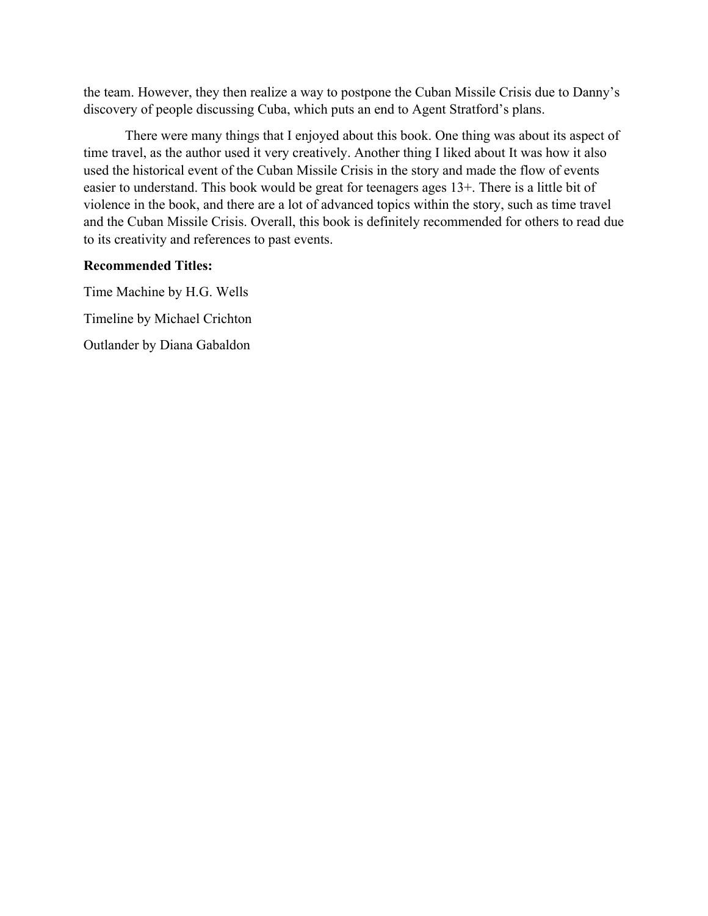the team. However, they then realize a way to postpone the Cuban Missile Crisis due to Danny's discovery of people discussing Cuba, which puts an end to Agent Stratford's plans.

There were many things that I enjoyed about this book. One thing was about its aspect of time travel, as the author used it very creatively. Another thing I liked about It was how it also used the historical event of the Cuban Missile Crisis in the story and made the flow of events easier to understand. This book would be great for teenagers ages 13+. There is a little bit of violence in the book, and there are a lot of advanced topics within the story, such as time travel and the Cuban Missile Crisis. Overall, this book is definitely recommended for others to read due to its creativity and references to past events.

**Recommended Titles:**

Time Machine by H.G. Wells

Timeline by Michael Crichton

Outlander by Diana Gabaldon